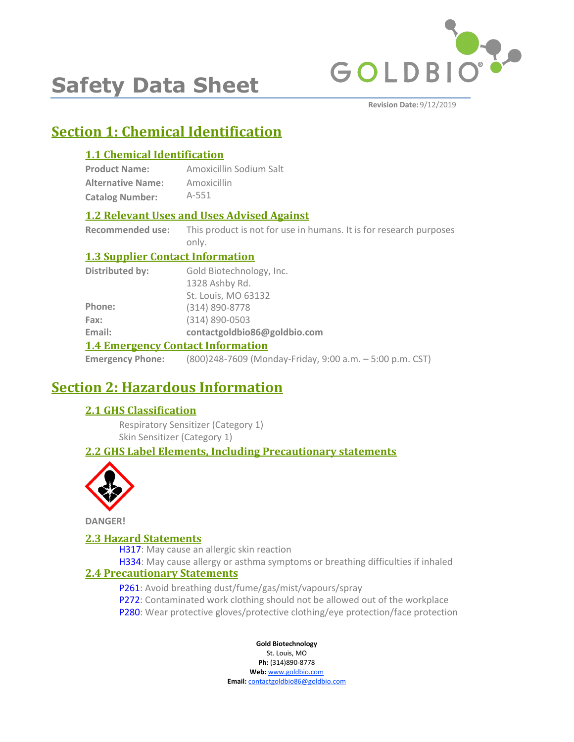# Safety Data Sheet

**Revision Date:** 9/12/2019

## Section 1: Chemical Identification

### 1.1 Chemical Identification

**Product Name:** Amoxicillin Sodium Salt
**Alternative Name:** Amoxicillin
**Catalog Number:** A-551

### 1.2 Relevant Uses and Uses Advised Against

**Recommended use:** This product is not for use in humans. It is for research purposes only.

### 1.3 Supplier Contact Information

**Distributed by:** Gold Biotechnology, Inc.
1328 Ashby Rd.
St. Louis, MO 63132
**Phone:** (314) 890-8778
**Fax:** (314) 890-0503
**Email:** **contactgoldbio86@goldbio.com**

### 1.4 Emergency Contact Information

**Emergency Phone:** (800)248-7609 (Monday-Friday, 9:00 a.m. – 5:00 p.m. CST)

## Section 2: Hazardous Information

### 2.1 GHS Classification

Respiratory Sensitizer (Category 1)
Skin Sensitizer (Category 1)

### 2.2 GHS Label Elements, Including Precautionary statements

**DANGER!**

### 2.3 Hazard Statements

H317: May cause an allergic skin reaction
H334: May cause allergy or asthma symptoms or breathing difficulties if inhaled

### 2.4 Precautionary Statements

P261: Avoid breathing dust/fume/gas/mist/vapours/spray
P272: Contaminated work clothing should not be allowed out of the workplace
P280: Wear protective gloves/protective clothing/eye protection/face protection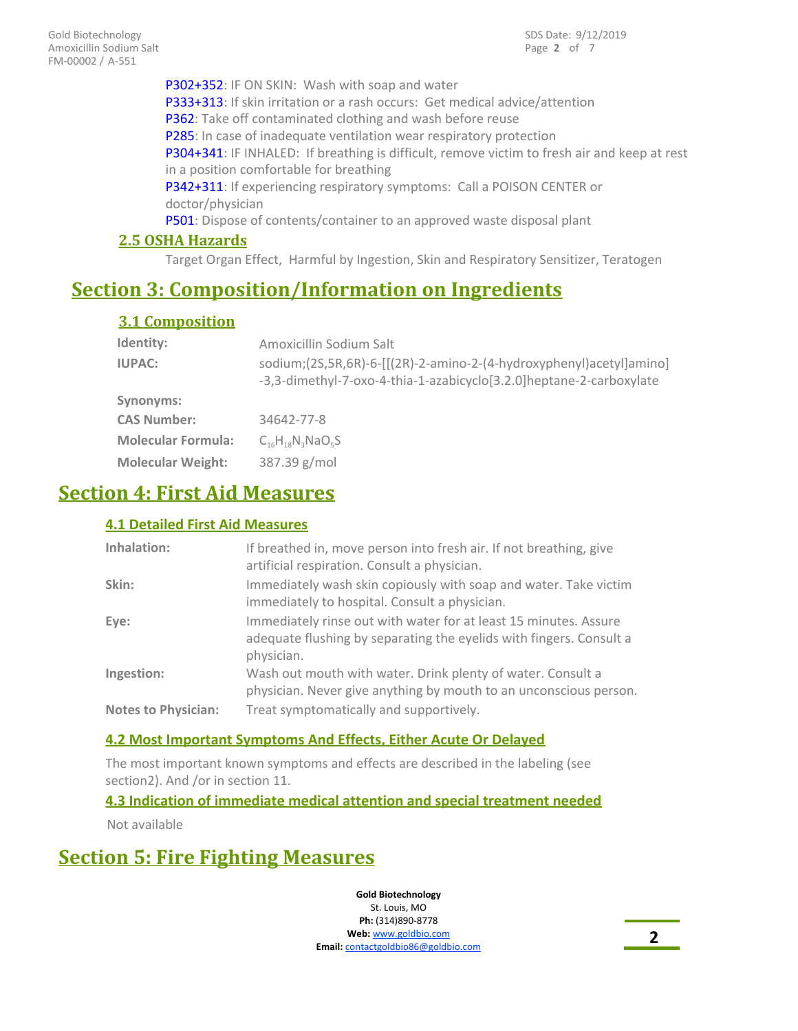P302+352: IF ON SKIN: Wash with soap and water
P333+313: If skin irritation or a rash occurs: Get medical advice/attention
P362: Take off contaminated clothing and wash before reuse
P285: In case of inadequate ventilation wear respiratory protection
P304+341: IF INHALED: If breathing is difficult, remove victim to fresh air and keep at rest in a position comfortable for breathing
P342+311: If experiencing respiratory symptoms: Call a POISON CENTER or doctor/physician
P501: Dispose of contents/container to an approved waste disposal plant

### 2.5 OSHA Hazards

Target Organ Effect, Harmful by Ingestion, Skin and Respiratory Sensitizer, Teratogen

## Section 3: Composition/Information on Ingredients

### 3.1 Composition

| | |
|---|---|
| **Identity:** | Amoxicillin Sodium Salt |
| **IUPAC:** | sodium;(2S,5R,6R)-6-[[(2R)-2-amino-2-(4-hydroxyphenyl)acetyl]amino]-3,3-dimethyl-7-oxo-4-thia-1-azabicyclo[3.2.0]heptane-2-carboxylate |
| **Synonyms:** | |
| **CAS Number:** | 34642-77-8 |
| **Molecular Formula:** | $C_{16}H_{18}N_3NaO_5S$ |
| **Molecular Weight:** | 387.39 g/mol |

## Section 4: First Aid Measures

### 4.1 Detailed First Aid Measures

| | |
|---|---|
| **Inhalation:** | If breathed in, move person into fresh air. If not breathing, give artificial respiration. Consult a physician. |
| **Skin:** | Immediately wash skin copiously with soap and water. Take victim immediately to hospital. Consult a physician. |
| **Eye:** | Immediately rinse out with water for at least 15 minutes. Assure adequate flushing by separating the eyelids with fingers. Consult a physician. |
| **Ingestion:** | Wash out mouth with water. Drink plenty of water. Consult a physician. Never give anything by mouth to an unconscious person. |
| **Notes to Physician:** | Treat symptomatically and supportively. |

### 4.2 Most Important Symptoms And Effects, Either Acute Or Delayed

The most important known symptoms and effects are described in the labeling (see section2). And /or in section 11.

### 4.3 Indication of immediate medical attention and special treatment needed

Not available

## Section 5: Fire Fighting Measures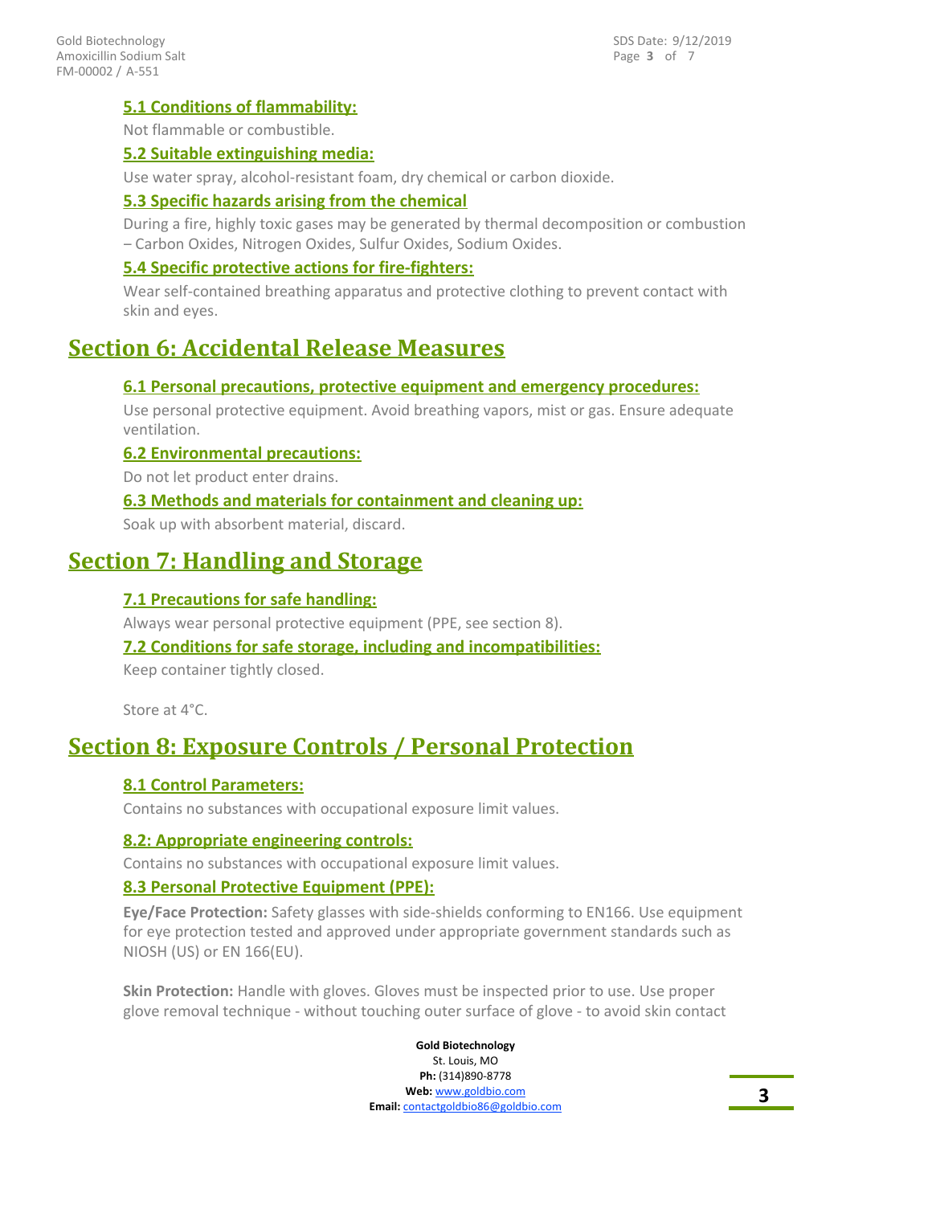### 5.1 Conditions of flammability:

Not flammable or combustible.

### 5.2 Suitable extinguishing media:

Use water spray, alcohol-resistant foam, dry chemical or carbon dioxide.

### 5.3 Specific hazards arising from the chemical

During a fire, highly toxic gases may be generated by thermal decomposition or combustion – Carbon Oxides, Nitrogen Oxides, Sulfur Oxides, Sodium Oxides.

### 5.4 Specific protective actions for fire-fighters:

Wear self-contained breathing apparatus and protective clothing to prevent contact with skin and eyes.

## Section 6: Accidental Release Measures

### 6.1 Personal precautions, protective equipment and emergency procedures:

Use personal protective equipment. Avoid breathing vapors, mist or gas. Ensure adequate ventilation.

### 6.2 Environmental precautions:

Do not let product enter drains.

### 6.3 Methods and materials for containment and cleaning up:

Soak up with absorbent material, discard.

## Section 7: Handling and Storage

### 7.1 Precautions for safe handling:

Always wear personal protective equipment (PPE, see section 8).

### 7.2 Conditions for safe storage, including and incompatibilities:

Keep container tightly closed.

Store at 4°C.

## Section 8: Exposure Controls / Personal Protection

### 8.1 Control Parameters:

Contains no substances with occupational exposure limit values.

### 8.2: Appropriate engineering controls:

Contains no substances with occupational exposure limit values.

### 8.3 Personal Protective Equipment (PPE):

**Eye/Face Protection:** Safety glasses with side-shields conforming to EN166. Use equipment for eye protection tested and approved under appropriate government standards such as NIOSH (US) or EN 166(EU).

**Skin Protection:** Handle with gloves. Gloves must be inspected prior to use. Use proper glove removal technique - without touching outer surface of glove - to avoid skin contact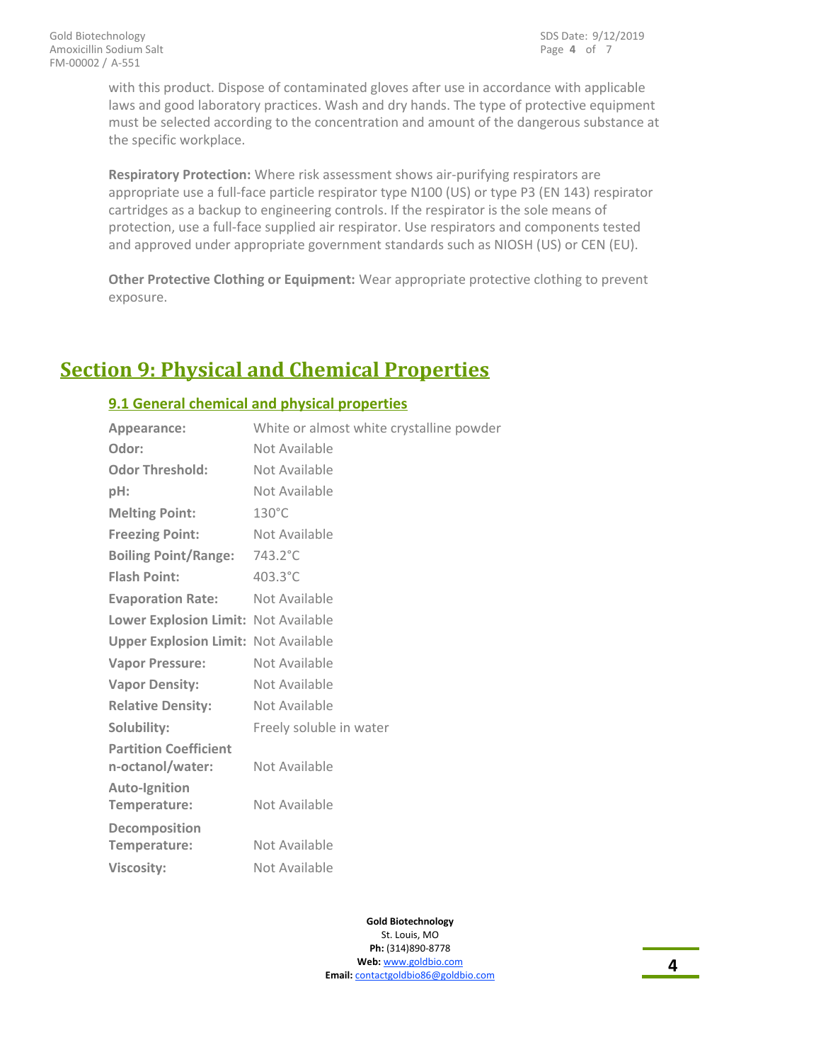with this product. Dispose of contaminated gloves after use in accordance with applicable laws and good laboratory practices. Wash and dry hands. The type of protective equipment must be selected according to the concentration and amount of the dangerous substance at the specific workplace.

**Respiratory Protection:** Where risk assessment shows air-purifying respirators are appropriate use a full-face particle respirator type N100 (US) or type P3 (EN 143) respirator cartridges as a backup to engineering controls. If the respirator is the sole means of protection, use a full-face supplied air respirator. Use respirators and components tested and approved under appropriate government standards such as NIOSH (US) or CEN (EU).

**Other Protective Clothing or Equipment:** Wear appropriate protective clothing to prevent exposure.

# Section 9: Physical and Chemical Properties

## 9.1 General chemical and physical properties

| | |
|---|---|
| **Appearance:** | White or almost white crystalline powder |
| **Odor:** | Not Available |
| **Odor Threshold:** | Not Available |
| **pH:** | Not Available |
| **Melting Point:** | 130°C |
| **Freezing Point:** | Not Available |
| **Boiling Point/Range:** | 743.2°C |
| **Flash Point:** | 403.3°C |
| **Evaporation Rate:** | Not Available |
| **Lower Explosion Limit:** | Not Available |
| **Upper Explosion Limit:** | Not Available |
| **Vapor Pressure:** | Not Available |
| **Vapor Density:** | Not Available |
| **Relative Density:** | Not Available |
| **Solubility:** | Freely soluble in water |
| **Partition Coefficient n-octanol/water:** | Not Available |
| **Auto-Ignition Temperature:** | Not Available |
| **Decomposition Temperature:** | Not Available |
| **Viscosity:** | Not Available |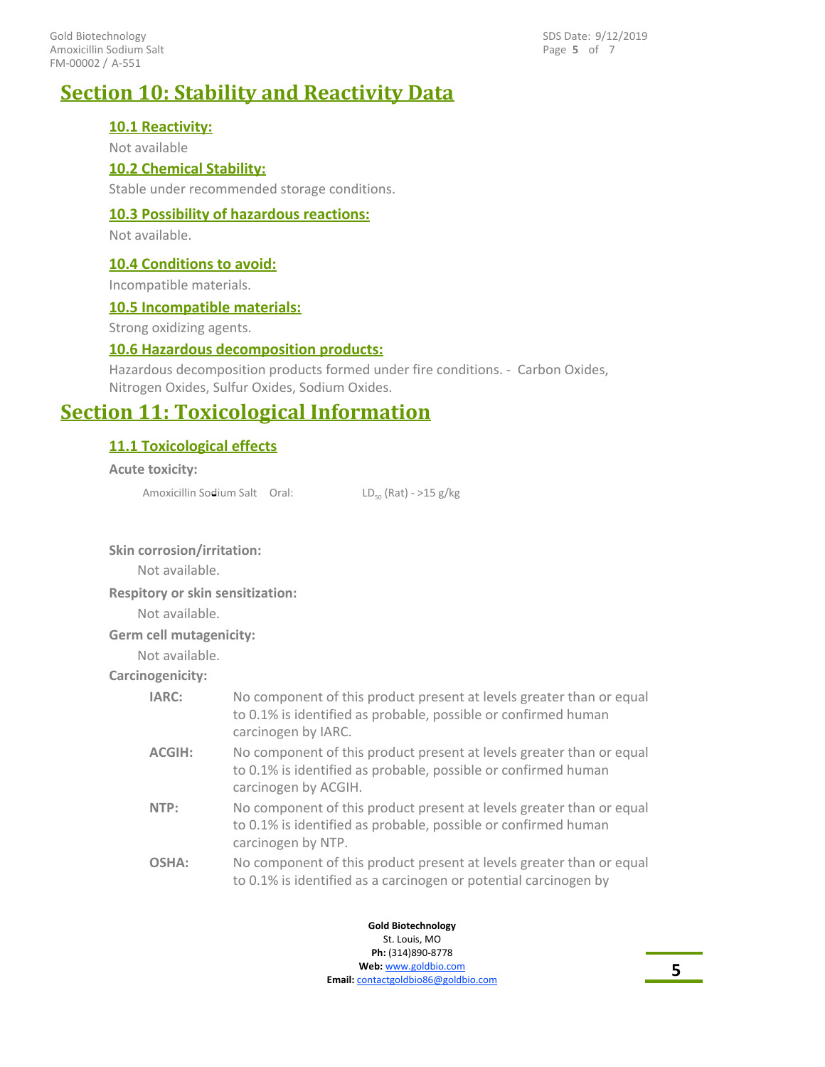# Section 10: Stability and Reactivity Data

## 10.1 Reactivity:

Not available

## 10.2 Chemical Stability:

Stable under recommended storage conditions.

## 10.3 Possibility of hazardous reactions:

Not available.

## 10.4 Conditions to avoid:

Incompatible materials.

## 10.5 Incompatible materials:

Strong oxidizing agents.

## 10.6 Hazardous decomposition products:

Hazardous decomposition products formed under fire conditions. - Carbon Oxides, Nitrogen Oxides, Sulfur Oxides, Sodium Oxides.

# Section 11: Toxicological Information

## 11.1 Toxicological effects

**Acute toxicity:**

| | | |
|---|---|---|
| Amoxicillin Sodium Salt | Oral: | $LD_{50}$ (Rat) - >15 g/kg |

**Skin corrosion/irritation:**

Not available.

**Respitory or skin sensitization:**

Not available.

**Germ cell mutagenicity:**

Not available.

**Carcinogenicity:**

| | |
|---|---|
| **IARC:** | No component of this product present at levels greater than or equal to 0.1% is identified as probable, possible or confirmed human carcinogen by IARC. |
| **ACGIH:** | No component of this product present at levels greater than or equal to 0.1% is identified as probable, possible or confirmed human carcinogen by ACGIH. |
| **NTP:** | No component of this product present at levels greater than or equal to 0.1% is identified as probable, possible or confirmed human carcinogen by NTP. |
| **OSHA:** | No component of this product present at levels greater than or equal to 0.1% is identified as a carcinogen or potential carcinogen by |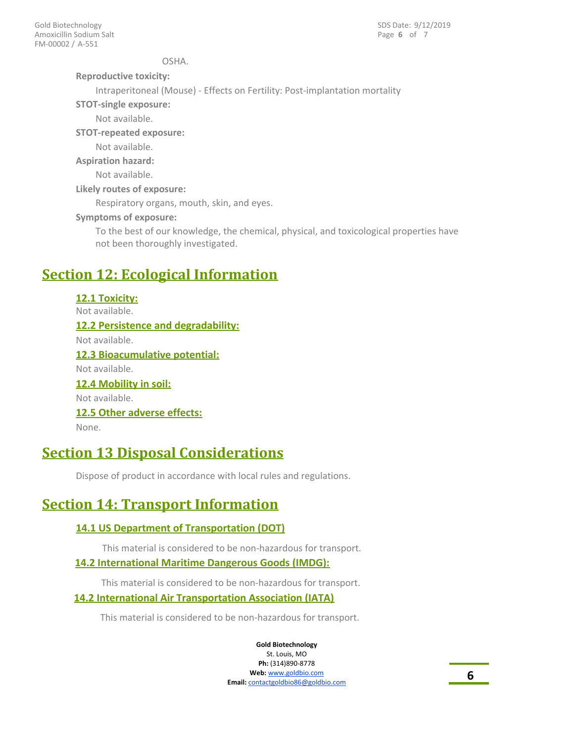OSHA.

**Reproductive toxicity:**

Intraperitoneal (Mouse) - Effects on Fertility: Post-implantation mortality

**STOT-single exposure:**

Not available.

**STOT-repeated exposure:**

Not available.

**Aspiration hazard:**

Not available.

**Likely routes of exposure:**

Respiratory organs, mouth, skin, and eyes.

**Symptoms of exposure:**

To the best of our knowledge, the chemical, physical, and toxicological properties have not been thoroughly investigated.

# Section 12: Ecological Information

### 12.1 Toxicity:

Not available.

### 12.2 Persistence and degradability:

Not available.

### 12.3 Bioacumulative potential:

Not available.

### 12.4 Mobility in soil:

Not available.

### 12.5 Other adverse effects:

None.

# Section 13 Disposal Considerations

Dispose of product in accordance with local rules and regulations.

# Section 14: Transport Information

### 14.1 US Department of Transportation (DOT)

This material is considered to be non-hazardous for transport.

### 14.2 International Maritime Dangerous Goods (IMDG):

This material is considered to be non-hazardous for transport.

### 14.2 International Air Transportation Association (IATA)

This material is considered to be non-hazardous for transport.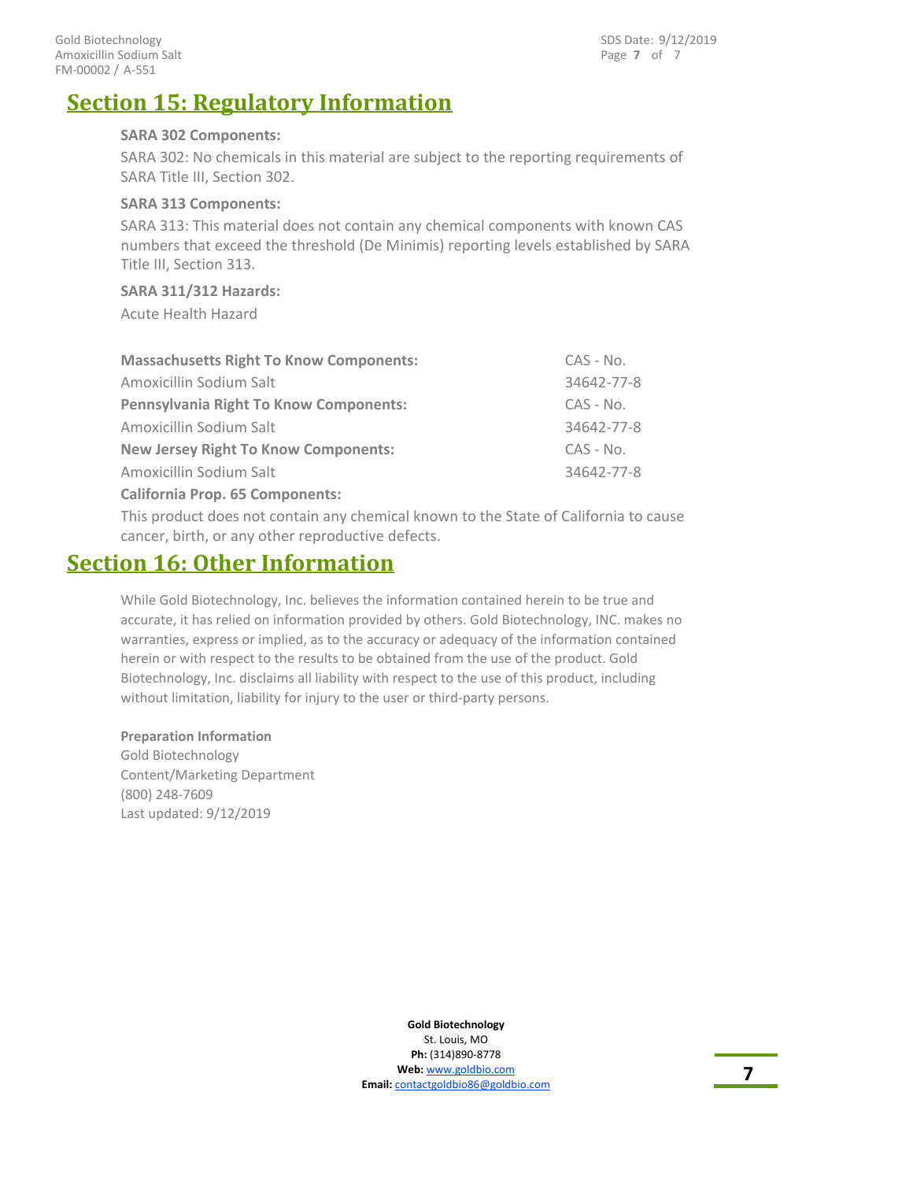## Section 15: Regulatory Information

**SARA 302 Components:**

SARA 302: No chemicals in this material are subject to the reporting requirements of SARA Title III, Section 302.

**SARA 313 Components:**

SARA 313: This material does not contain any chemical components with known CAS numbers that exceed the threshold (De Minimis) reporting levels established by SARA Title III, Section 313.

**SARA 311/312 Hazards:**

Acute Health Hazard

| | |
|---|---|
| **Massachusetts Right To Know Components:** | CAS - No. |
| Amoxicillin Sodium Salt | 34642-77-8 |
| **Pennsylvania Right To Know Components:** | CAS - No. |
| Amoxicillin Sodium Salt | 34642-77-8 |
| **New Jersey Right To Know Components:** | CAS - No. |
| Amoxicillin Sodium Salt | 34642-77-8 |

**California Prop. 65 Components:**

This product does not contain any chemical known to the State of California to cause cancer, birth, or any other reproductive defects.

## Section 16: Other Information

While Gold Biotechnology, Inc. believes the information contained herein to be true and accurate, it has relied on information provided by others. Gold Biotechnology, INC. makes no warranties, express or implied, as to the accuracy or adequacy of the information contained herein or with respect to the results to be obtained from the use of the product. Gold Biotechnology, Inc. disclaims all liability with respect to the use of this product, including without limitation, liability for injury to the user or third-party persons.

**Preparation Information**

Gold Biotechnology
Content/Marketing Department
(800) 248-7609
Last updated: 9/12/2019

**Gold Biotechnology**
St. Louis, MO
**Ph:** (314)890-8778
**Web:** www.goldbio.com
**Email:** contactgoldbio86@goldbio.com